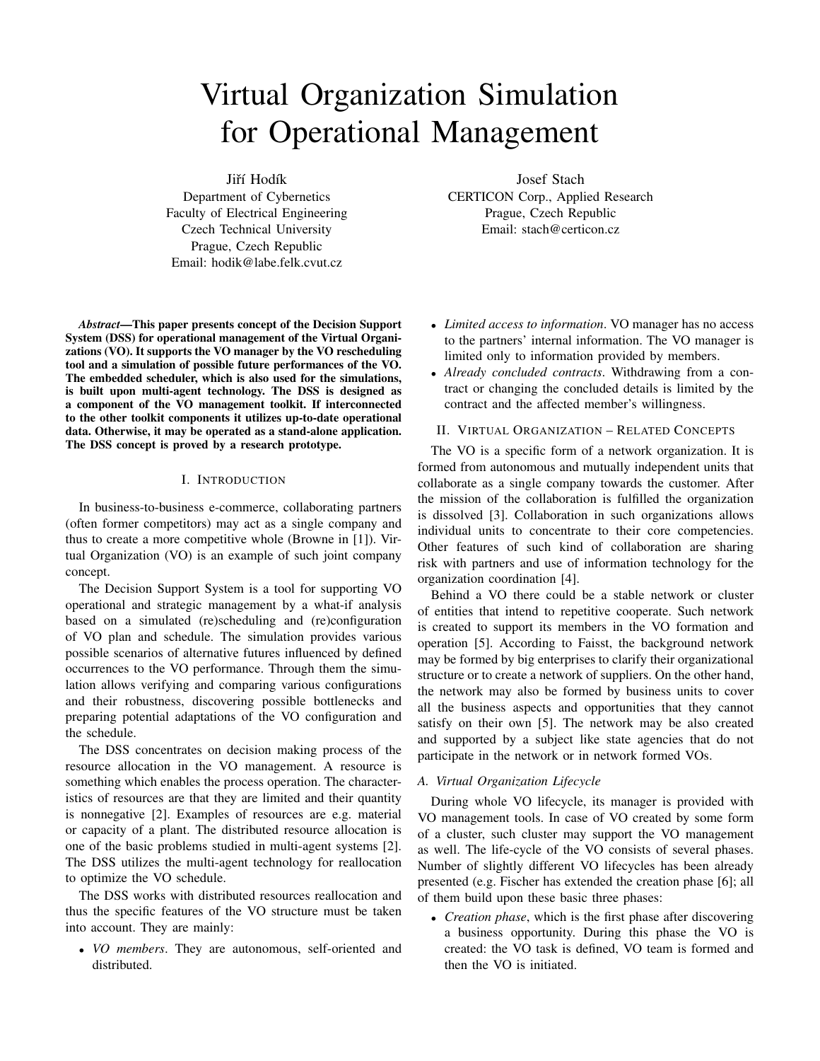# Virtual Organization Simulation for Operational Management

Jiří Hodík
Department of Cybernetics
Faculty of Electrical Engineering
Czech Technical University
Prague, Czech Republic
Email: hodik@labe.felk.cvut.cz

Josef Stach
CERTICON Corp., Applied Research
Prague, Czech Republic
Email: stach@certicon.cz

***Abstract*—This paper presents concept of the Decision Support System (DSS) for operational management of the Virtual Organizations (VO). It supports the VO manager by the VO rescheduling tool and a simulation of possible future performances of the VO. The embedded scheduler, which is also used for the simulations, is built upon multi-agent technology. The DSS is designed as a component of the VO management toolkit. If interconnected to the other toolkit components it utilizes up-to-date operational data. Otherwise, it may be operated as a stand-alone application. The DSS concept is proved by a research prototype.**

## I. Introduction

In business-to-business e-commerce, collaborating partners (often former competitors) may act as a single company and thus to create a more competitive whole (Browne in [1]). Virtual Organization (VO) is an example of such joint company concept.

The Decision Support System is a tool for supporting VO operational and strategic management by a what-if analysis based on a simulated (re)scheduling and (re)configuration of VO plan and schedule. The simulation provides various possible scenarios of alternative futures influenced by defined occurrences to the VO performance. Through them the simulation allows verifying and comparing various configurations and their robustness, discovering possible bottlenecks and preparing potential adaptations of the VO configuration and the schedule.

The DSS concentrates on decision making process of the resource allocation in the VO management. A resource is something which enables the process operation. The characteristics of resources are that they are limited and their quantity is nonnegative [2]. Examples of resources are e.g. material or capacity of a plant. The distributed resource allocation is one of the basic problems studied in multi-agent systems [2]. The DSS utilizes the multi-agent technology for reallocation to optimize the VO schedule.

The DSS works with distributed resources reallocation and thus the specific features of the VO structure must be taken into account. They are mainly:

- *VO members*. They are autonomous, self-oriented and distributed.
- *Limited access to information*. VO manager has no access to the partners' internal information. The VO manager is limited only to information provided by members.
- *Already concluded contracts*. Withdrawing from a contract or changing the concluded details is limited by the contract and the affected member's willingness.

## II. Virtual Organization – Related Concepts

The VO is a specific form of a network organization. It is formed from autonomous and mutually independent units that collaborate as a single company towards the customer. After the mission of the collaboration is fulfilled the organization is dissolved [3]. Collaboration in such organizations allows individual units to concentrate to their core competencies. Other features of such kind of collaboration are sharing risk with partners and use of information technology for the organization coordination [4].

Behind a VO there could be a stable network or cluster of entities that intend to repetitive cooperate. Such network is created to support its members in the VO formation and operation [5]. According to Faisst, the background network may be formed by big enterprises to clarify their organizational structure or to create a network of suppliers. On the other hand, the network may also be formed by business units to cover all the business aspects and opportunities that they cannot satisfy on their own [5]. The network may be also created and supported by a subject like state agencies that do not participate in the network or in network formed VOs.

### A. Virtual Organization Lifecycle

During whole VO lifecycle, its manager is provided with VO management tools. In case of VO created by some form of a cluster, such cluster may support the VO management as well. The life-cycle of the VO consists of several phases. Number of slightly different VO lifecycles has been already presented (e.g. Fischer has extended the creation phase [6]; all of them build upon these basic three phases:

- *Creation phase*, which is the first phase after discovering a business opportunity. During this phase the VO is created: the VO task is defined, VO team is formed and then the VO is initiated.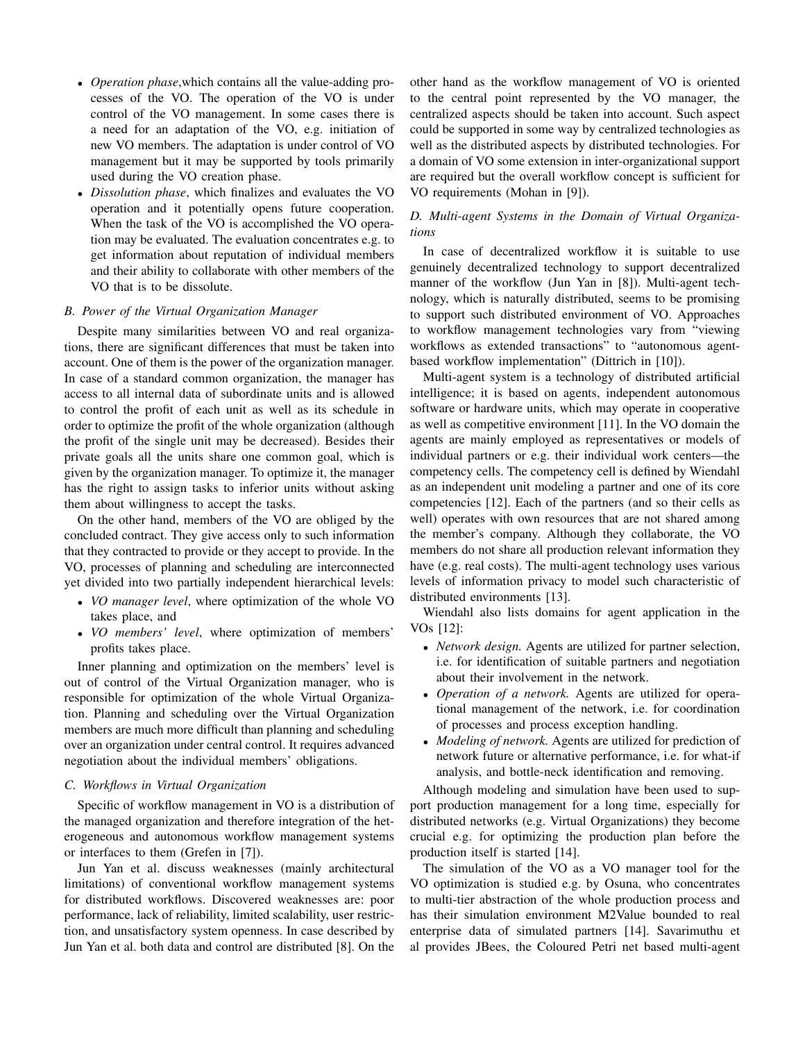- *Operation phase*,which contains all the value-adding processes of the VO. The operation of the VO is under control of the VO management. In some cases there is a need for an adaptation of the VO, e.g. initiation of new VO members. The adaptation is under control of VO management but it may be supported by tools primarily used during the VO creation phase.
- *Dissolution phase*, which finalizes and evaluates the VO operation and it potentially opens future cooperation. When the task of the VO is accomplished the VO operation may be evaluated. The evaluation concentrates e.g. to get information about reputation of individual members and their ability to collaborate with other members of the VO that is to be dissolute.

### B. Power of the Virtual Organization Manager

Despite many similarities between VO and real organizations, there are significant differences that must be taken into account. One of them is the power of the organization manager. In case of a standard common organization, the manager has access to all internal data of subordinate units and is allowed to control the profit of each unit as well as its schedule in order to optimize the profit of the whole organization (although the profit of the single unit may be decreased). Besides their private goals all the units share one common goal, which is given by the organization manager. To optimize it, the manager has the right to assign tasks to inferior units without asking them about willingness to accept the tasks.

On the other hand, members of the VO are obliged by the concluded contract. They give access only to such information that they contracted to provide or they accept to provide. In the VO, processes of planning and scheduling are interconnected yet divided into two partially independent hierarchical levels:

- *VO manager level*, where optimization of the whole VO takes place, and
- *VO members' level*, where optimization of members' profits takes place.

Inner planning and optimization on the members' level is out of control of the Virtual Organization manager, who is responsible for optimization of the whole Virtual Organization. Planning and scheduling over the Virtual Organization members are much more difficult than planning and scheduling over an organization under central control. It requires advanced negotiation about the individual members' obligations.

### C. Workflows in Virtual Organization

Specific of workflow management in VO is a distribution of the managed organization and therefore integration of the heterogeneous and autonomous workflow management systems or interfaces to them (Grefen in [7]).

Jun Yan et al. discuss weaknesses (mainly architectural limitations) of conventional workflow management systems for distributed workflows. Discovered weaknesses are: poor performance, lack of reliability, limited scalability, user restriction, and unsatisfactory system openness. In case described by Jun Yan et al. both data and control are distributed [8]. On the other hand as the workflow management of VO is oriented to the central point represented by the VO manager, the centralized aspects should be taken into account. Such aspect could be supported in some way by centralized technologies as well as the distributed aspects by distributed technologies. For a domain of VO some extension in inter-organizational support are required but the overall workflow concept is sufficient for VO requirements (Mohan in [9]).

### D. Multi-agent Systems in the Domain of Virtual Organizations

In case of decentralized workflow it is suitable to use genuinely decentralized technology to support decentralized manner of the workflow (Jun Yan in [8]). Multi-agent technology, which is naturally distributed, seems to be promising to support such distributed environment of VO. Approaches to workflow management technologies vary from "viewing workflows as extended transactions" to "autonomous agent-based workflow implementation" (Dittrich in [10]).

Multi-agent system is a technology of distributed artificial intelligence; it is based on agents, independent autonomous software or hardware units, which may operate in cooperative as well as competitive environment [11]. In the VO domain the agents are mainly employed as representatives or models of individual partners or e.g. their individual work centers—the competency cells. The competency cell is defined by Wiendahl as an independent unit modeling a partner and one of its core competencies [12]. Each of the partners (and so their cells as well) operates with own resources that are not shared among the member's company. Although they collaborate, the VO members do not share all production relevant information they have (e.g. real costs). The multi-agent technology uses various levels of information privacy to model such characteristic of distributed environments [13].

Wiendahl also lists domains for agent application in the VOs [12]:

- *Network design.* Agents are utilized for partner selection, i.e. for identification of suitable partners and negotiation about their involvement in the network.
- *Operation of a network.* Agents are utilized for operational management of the network, i.e. for coordination of processes and process exception handling.
- *Modeling of network.* Agents are utilized for prediction of network future or alternative performance, i.e. for what-if analysis, and bottle-neck identification and removing.

Although modeling and simulation have been used to support production management for a long time, especially for distributed networks (e.g. Virtual Organizations) they become crucial e.g. for optimizing the production plan before the production itself is started [14].

The simulation of the VO as a VO manager tool for the VO optimization is studied e.g. by Osuna, who concentrates to multi-tier abstraction of the whole production process and has their simulation environment M2Value bounded to real enterprise data of simulated partners [14]. Savarimuthu et al provides JBees, the Coloured Petri net based multi-agent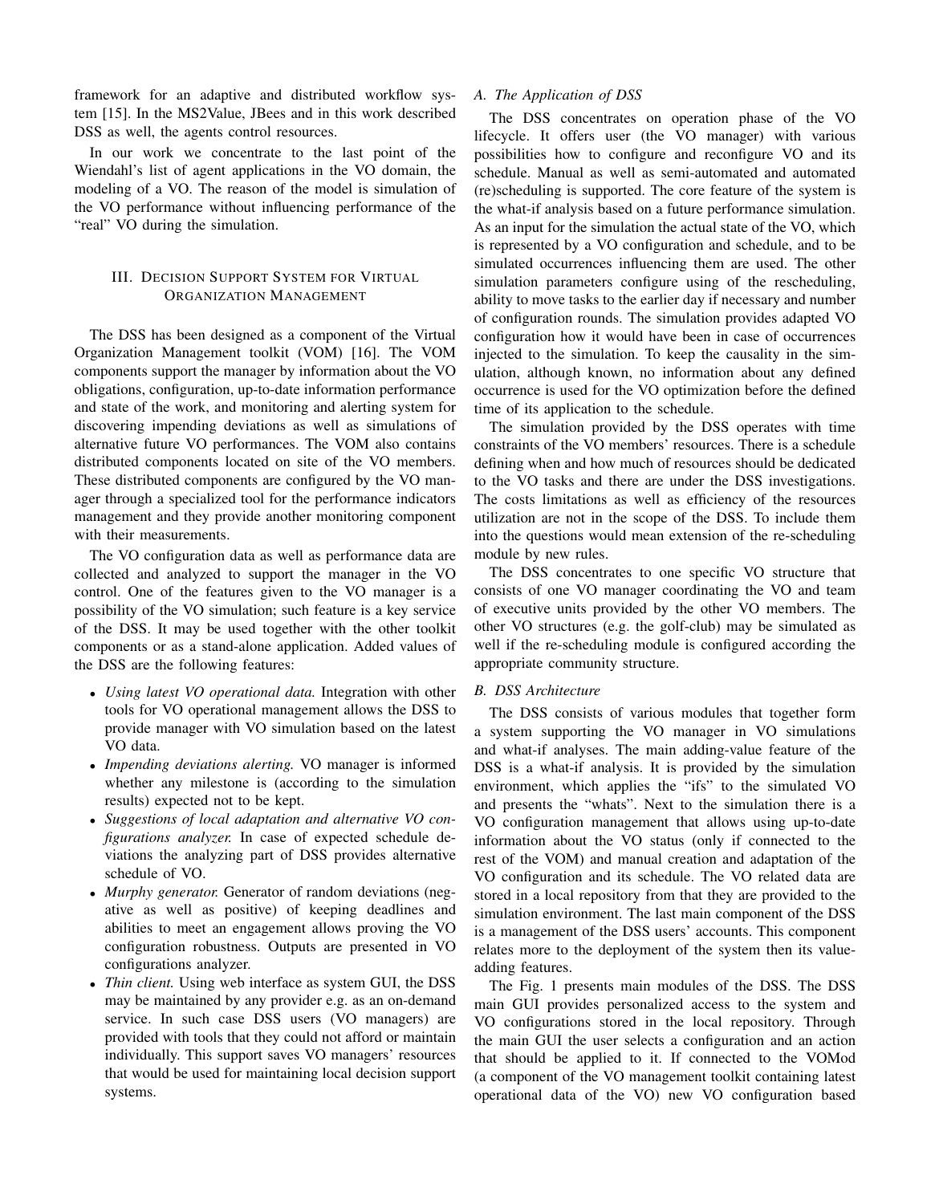framework for an adaptive and distributed workflow system [15]. In the MS2Value, JBees and in this work described DSS as well, the agents control resources.

In our work we concentrate to the last point of the Wiendahl's list of agent applications in the VO domain, the modeling of a VO. The reason of the model is simulation of the VO performance without influencing performance of the "real" VO during the simulation.

## III. Decision Support System for Virtual Organization Management

The DSS has been designed as a component of the Virtual Organization Management toolkit (VOM) [16]. The VOM components support the manager by information about the VO obligations, configuration, up-to-date information performance and state of the work, and monitoring and alerting system for discovering impending deviations as well as simulations of alternative future VO performances. The VOM also contains distributed components located on site of the VO members. These distributed components are configured by the VO manager through a specialized tool for the performance indicators management and they provide another monitoring component with their measurements.

The VO configuration data as well as performance data are collected and analyzed to support the manager in the VO control. One of the features given to the VO manager is a possibility of the VO simulation; such feature is a key service of the DSS. It may be used together with the other toolkit components or as a stand-alone application. Added values of the DSS are the following features:

- *Using latest VO operational data.* Integration with other tools for VO operational management allows the DSS to provide manager with VO simulation based on the latest VO data.
- *Impending deviations alerting.* VO manager is informed whether any milestone is (according to the simulation results) expected not to be kept.
- *Suggestions of local adaptation and alternative VO configurations analyzer.* In case of expected schedule deviations the analyzing part of DSS provides alternative schedule of VO.
- *Murphy generator.* Generator of random deviations (negative as well as positive) of keeping deadlines and abilities to meet an engagement allows proving the VO configuration robustness. Outputs are presented in VO configurations analyzer.
- *Thin client.* Using web interface as system GUI, the DSS may be maintained by any provider e.g. as an on-demand service. In such case DSS users (VO managers) are provided with tools that they could not afford or maintain individually. This support saves VO managers' resources that would be used for maintaining local decision support systems.

### A. The Application of DSS

The DSS concentrates on operation phase of the VO lifecycle. It offers user (the VO manager) with various possibilities how to configure and reconfigure VO and its schedule. Manual as well as semi-automated and automated (re)scheduling is supported. The core feature of the system is the what-if analysis based on a future performance simulation. As an input for the simulation the actual state of the VO, which is represented by a VO configuration and schedule, and to be simulated occurrences influencing them are used. The other simulation parameters configure using of the rescheduling, ability to move tasks to the earlier day if necessary and number of configuration rounds. The simulation provides adapted VO configuration how it would have been in case of occurrences injected to the simulation. To keep the causality in the simulation, although known, no information about any defined occurrence is used for the VO optimization before the defined time of its application to the schedule.

The simulation provided by the DSS operates with time constraints of the VO members' resources. There is a schedule defining when and how much of resources should be dedicated to the VO tasks and there are under the DSS investigations. The costs limitations as well as efficiency of the resources utilization are not in the scope of the DSS. To include them into the questions would mean extension of the re-scheduling module by new rules.

The DSS concentrates to one specific VO structure that consists of one VO manager coordinating the VO and team of executive units provided by the other VO members. The other VO structures (e.g. the golf-club) may be simulated as well if the re-scheduling module is configured according the appropriate community structure.

### B. DSS Architecture

The DSS consists of various modules that together form a system supporting the VO manager in VO simulations and what-if analyses. The main adding-value feature of the DSS is a what-if analysis. It is provided by the simulation environment, which applies the "ifs" to the simulated VO and presents the "whats". Next to the simulation there is a VO configuration management that allows using up-to-date information about the VO status (only if connected to the rest of the VOM) and manual creation and adaptation of the VO configuration and its schedule. The VO related data are stored in a local repository from that they are provided to the simulation environment. The last main component of the DSS is a management of the DSS users' accounts. This component relates more to the deployment of the system then its value-adding features.

The Fig. 1 presents main modules of the DSS. The DSS main GUI provides personalized access to the system and VO configurations stored in the local repository. Through the main GUI the user selects a configuration and an action that should be applied to it. If connected to the VOMod (a component of the VO management toolkit containing latest operational data of the VO) new VO configuration based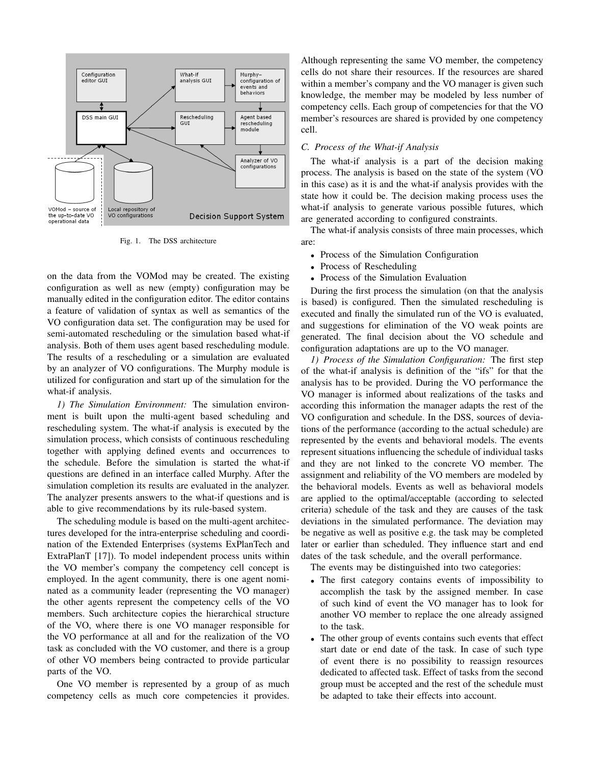Fig. 1. The DSS architecture

on the data from the VOMod may be created. The existing configuration as well as new (empty) configuration may be manually edited in the configuration editor. The editor contains a feature of validation of syntax as well as semantics of the VO configuration data set. The configuration may be used for semi-automated rescheduling or the simulation based what-if analysis. Both of them uses agent based rescheduling module. The results of a rescheduling or a simulation are evaluated by an analyzer of VO configurations. The Murphy module is utilized for configuration and start up of the simulation for the what-if analysis.

*1) The Simulation Environment:* The simulation environment is built upon the multi-agent based scheduling and rescheduling system. The what-if analysis is executed by the simulation process, which consists of continuous rescheduling together with applying defined events and occurrences to the schedule. Before the simulation is started the what-if questions are defined in an interface called Murphy. After the simulation completion its results are evaluated in the analyzer. The analyzer presents answers to the what-if questions and is able to give recommendations by its rule-based system.

The scheduling module is based on the multi-agent architectures developed for the intra-enterprise scheduling and coordination of the Extended Enterprises (systems ExPlanTech and ExtraPlanT [17]). To model independent process units within the VO member's company the competency cell concept is employed. In the agent community, there is one agent nominated as a community leader (representing the VO manager) the other agents represent the competency cells of the VO members. Such architecture copies the hierarchical structure of the VO, where there is one VO manager responsible for the VO performance at all and for the realization of the VO task as concluded with the VO customer, and there is a group of other VO members being contracted to provide particular parts of the VO.

One VO member is represented by a group of as much competency cells as much core competencies it provides. Although representing the same VO member, the competency cells do not share their resources. If the resources are shared within a member's company and the VO manager is given such knowledge, the member may be modeled by less number of competency cells. Each group of competencies for that the VO member's resources are shared is provided by one competency cell.

### C. Process of the What-if Analysis

The what-if analysis is a part of the decision making process. The analysis is based on the state of the system (VO in this case) as it is and the what-if analysis provides with the state how it could be. The decision making process uses the what-if analysis to generate various possible futures, which are generated according to configured constraints.

The what-if analysis consists of three main processes, which are:

- Process of the Simulation Configuration
- Process of Rescheduling
- Process of the Simulation Evaluation

During the first process the simulation (on that the analysis is based) is configured. Then the simulated rescheduling is executed and finally the simulated run of the VO is evaluated, and suggestions for elimination of the VO weak points are generated. The final decision about the VO schedule and configuration adaptations are up to the VO manager.

*1) Process of the Simulation Configuration:* The first step of the what-if analysis is definition of the "ifs" for that the analysis has to be provided. During the VO performance the VO manager is informed about realizations of the tasks and according this information the manager adapts the rest of the VO configuration and schedule. In the DSS, sources of deviations of the performance (according to the actual schedule) are represented by the events and behavioral models. The events represent situations influencing the schedule of individual tasks and they are not linked to the concrete VO member. The assignment and reliability of the VO members are modeled by the behavioral models. Events as well as behavioral models are applied to the optimal/acceptable (according to selected criteria) schedule of the task and they are causes of the task deviations in the simulated performance. The deviation may be negative as well as positive e.g. the task may be completed later or earlier than scheduled. They influence start and end dates of the task schedule, and the overall performance.

The events may be distinguished into two categories:

- The first category contains events of impossibility to accomplish the task by the assigned member. In case of such kind of event the VO manager has to look for another VO member to replace the one already assigned to the task.
- The other group of events contains such events that effect start date or end date of the task. In case of such type of event there is no possibility to reassign resources dedicated to affected task. Effect of tasks from the second group must be accepted and the rest of the schedule must be adapted to take their effects into account.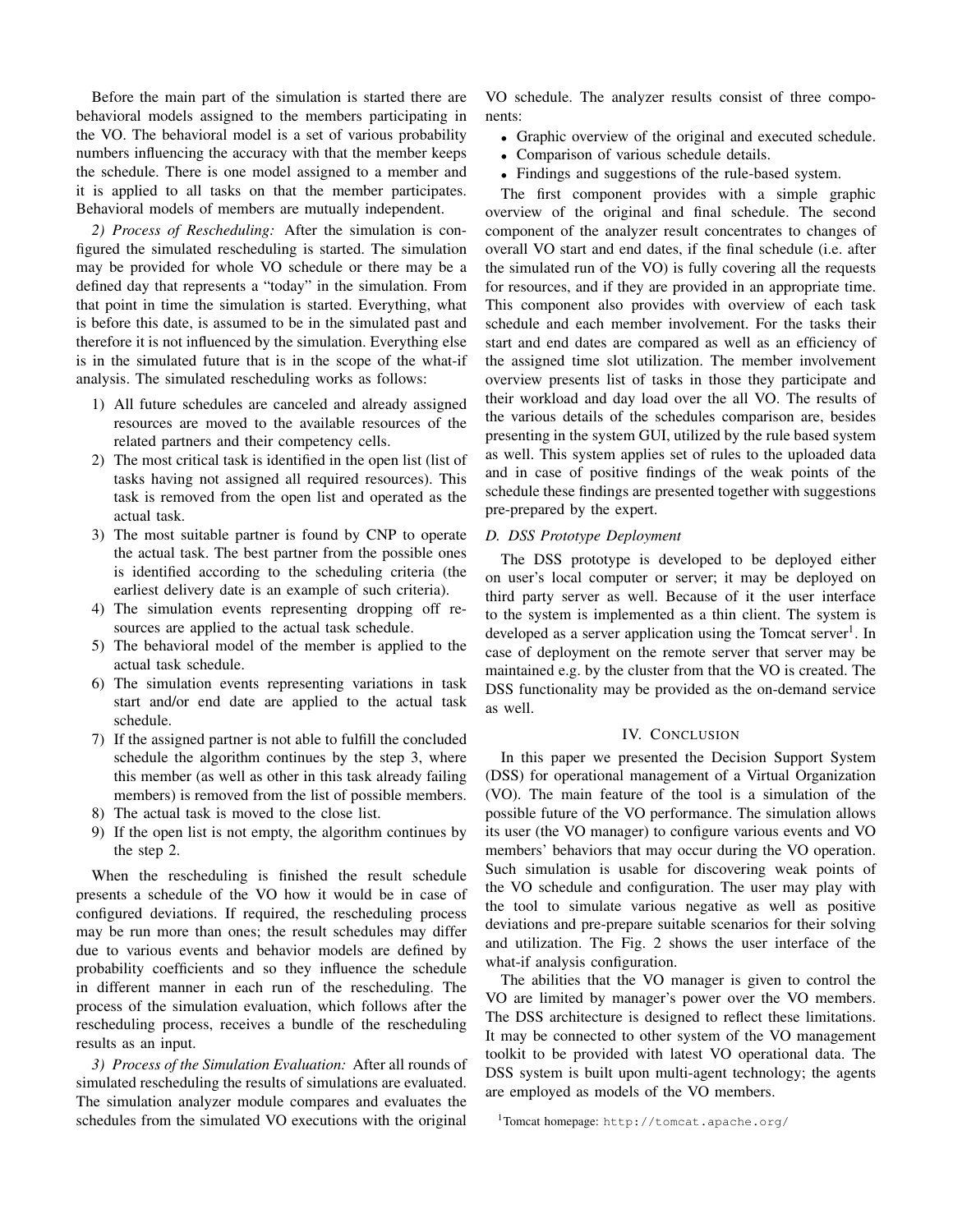Before the main part of the simulation is started there are behavioral models assigned to the members participating in the VO. The behavioral model is a set of various probability numbers influencing the accuracy with that the member keeps the schedule. There is one model assigned to a member and it is applied to all tasks on that the member participates. Behavioral models of members are mutually independent.

*2) Process of Rescheduling:* After the simulation is configured the simulated rescheduling is started. The simulation may be provided for whole VO schedule or there may be a defined day that represents a "today" in the simulation. From that point in time the simulation is started. Everything, what is before this date, is assumed to be in the simulated past and therefore it is not influenced by the simulation. Everything else is in the simulated future that is in the scope of the what-if analysis. The simulated rescheduling works as follows:

1) All future schedules are canceled and already assigned resources are moved to the available resources of the related partners and their competency cells.
2) The most critical task is identified in the open list (list of tasks having not assigned all required resources). This task is removed from the open list and operated as the actual task.
3) The most suitable partner is found by CNP to operate the actual task. The best partner from the possible ones is identified according to the scheduling criteria (the earliest delivery date is an example of such criteria).
4) The simulation events representing dropping off resources are applied to the actual task schedule.
5) The behavioral model of the member is applied to the actual task schedule.
6) The simulation events representing variations in task start and/or end date are applied to the actual task schedule.
7) If the assigned partner is not able to fulfill the concluded schedule the algorithm continues by the step 3, where this member (as well as other in this task already failing members) is removed from the list of possible members.
8) The actual task is moved to the close list.
9) If the open list is not empty, the algorithm continues by the step 2.

When the rescheduling is finished the result schedule presents a schedule of the VO how it would be in case of configured deviations. If required, the rescheduling process may be run more than ones; the result schedules may differ due to various events and behavior models are defined by probability coefficients and so they influence the schedule in different manner in each run of the rescheduling. The process of the simulation evaluation, which follows after the rescheduling process, receives a bundle of the rescheduling results as an input.

*3) Process of the Simulation Evaluation:* After all rounds of simulated rescheduling the results of simulations are evaluated. The simulation analyzer module compares and evaluates the schedules from the simulated VO executions with the original VO schedule. The analyzer results consist of three components:

- Graphic overview of the original and executed schedule.
- Comparison of various schedule details.
- Findings and suggestions of the rule-based system.

The first component provides with a simple graphic overview of the original and final schedule. The second component of the analyzer result concentrates to changes of overall VO start and end dates, if the final schedule (i.e. after the simulated run of the VO) is fully covering all the requests for resources, and if they are provided in an appropriate time. This component also provides with overview of each task schedule and each member involvement. For the tasks their start and end dates are compared as well as an efficiency of the assigned time slot utilization. The member involvement overview presents list of tasks in those they participate and their workload and day load over the all VO. The results of the various details of the schedules comparison are, besides presenting in the system GUI, utilized by the rule based system as well. This system applies set of rules to the uploaded data and in case of positive findings of the weak points of the schedule these findings are presented together with suggestions pre-prepared by the expert.

### *D. DSS Prototype Deployment*

The DSS prototype is developed to be deployed either on user's local computer or server; it may be deployed on third party server as well. Because of it the user interface to the system is implemented as a thin client. The system is developed as a server application using the Tomcat server[1]. In case of deployment on the remote server that server may be maintained e.g. by the cluster from that the VO is created. The DSS functionality may be provided as the on-demand service as well.

## IV. CONCLUSION

In this paper we presented the Decision Support System (DSS) for operational management of a Virtual Organization (VO). The main feature of the tool is a simulation of the possible future of the VO performance. The simulation allows its user (the VO manager) to configure various events and VO members' behaviors that may occur during the VO operation. Such simulation is usable for discovering weak points of the VO schedule and configuration. The user may play with the tool to simulate various negative as well as positive deviations and pre-prepare suitable scenarios for their solving and utilization. The Fig. 2 shows the user interface of the what-if analysis configuration.

The abilities that the VO manager is given to control the VO are limited by manager's power over the VO members. The DSS architecture is designed to reflect these limitations. It may be connected to other system of the VO management toolkit to be provided with latest VO operational data. The DSS system is built upon multi-agent technology; the agents are employed as models of the VO members.

[1]Tomcat homepage: http://tomcat.apache.org/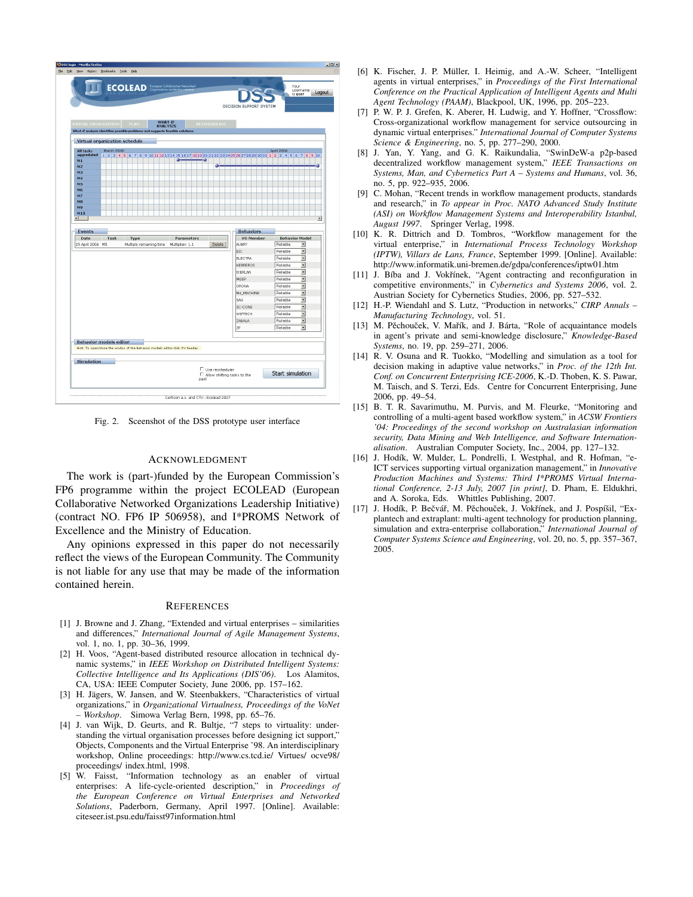Fig. 2. Sceenshot of the DSS prototype user interface

## Acknowledgment

The work is (part-)funded by the European Commission's FP6 programme within the project ECOLEAD (European Collaborative Networked Organizations Leadership Initiative) (contract NO. FP6 IP 506958), and I*PROMS Network of Excellence and the Ministry of Education.

Any opinions expressed in this paper do not necessarily reflect the views of the European Community. The Community is not liable for any use that may be made of the information contained herein.

## References

[1] J. Browne and J. Zhang, "Extended and virtual enterprises – similarities and differences," *International Journal of Agile Management Systems*, vol. 1, no. 1, pp. 30–36, 1999.

[2] H. Voos, "Agent-based distributed resource allocation in technical dynamic systems," in *IEEE Workshop on Distributed Intelligent Systems: Collective Intelligence and Its Applications (DIS'06)*. Los Alamitos, CA, USA: IEEE Computer Society, June 2006, pp. 157–162.

[3] H. Jägers, W. Jansen, and W. Steenbakkers, "Characteristics of virtual organizations," in *Organizational Virtualness, Proceedings of the VoNet – Workshop*. Simowa Verlag Bern, 1998, pp. 65–76.

[4] J. van Wijk, D. Geurts, and R. Bultje, "7 steps to virtuality: understanding the virtual organisation processes before designing ict support," Objects, Components and the Virtual Enterprise '98. An interdisciplinary workshop, Online proceedings: http://www.cs.tcd.ie/ Virtues/ ocve98/ proceedings/ index.html, 1998.

[5] W. Faisst, "Information technology as an enabler of virtual enterprises: A life-cycle-oriented description," in *Proceedings of the European Conference on Virtual Enterprises and Networked Solutions*, Paderborn, Germany, April 1997. [Online]. Available: citeseer.ist.psu.edu/faisst97information.html

[6] K. Fischer, J. P. Müller, I. Heimig, and A.-W. Scheer, "Intelligent agents in virtual enterprises," in *Proceedings of the First International Conference on the Practical Application of Intelligent Agents and Multi Agent Technology (PAAM)*, Blackpool, UK, 1996, pp. 205–223.

[7] P. W. P. J. Grefen, K. Aberer, H. Ludwig, and Y. Hoffner, "Crossflow: Cross-organizational workflow management for service outsourcing in dynamic virtual enterprises." *International Journal of Computer Systems Science & Engineering*, no. 5, pp. 277–290, 2000.

[8] J. Yan, Y. Yang, and G. K. Raikundalia, "SwinDeW-a p2p-based decentralized workflow management system," *IEEE Transactions on Systems, Man, and Cybernetics Part A – Systems and Humans*, vol. 36, no. 5, pp. 922–935, 2006.

[9] C. Mohan, "Recent trends in workflow management products, standards and research," in *To appear in Proc. NATO Advanced Study Institute (ASI) on Workflow Management Systems and Interoperability Istanbul, August 1997*. Springer Verlag, 1998.

[10] K. R. Dittrich and D. Tombros, "Workflow management for the virtual enterprise," in *International Process Technology Workshop (IPTW), Villars de Lans, France*, September 1999. [Online]. Available: http://www.informatik.uni-bremen.de/gdpa/conferences/iptw01.htm

[11] J. Bíba and J. Vokřínek, "Agent contracting and reconfiguration in competitive environments," in *Cybernetics and Systems 2006*, vol. 2. Austrian Society for Cybernetics Studies, 2006, pp. 527–532.

[12] H.-P. Wiendahl and S. Lutz, "Production in networks," *CIRP Annals – Manufacturing Technology*, vol. 51.

[13] M. Pěchouček, V. Mařík, and J. Bárta, "Role of acquaintance models in agent's private and semi-knowledge disclosure," *Knowledge-Based Systems*, no. 19, pp. 259–271, 2006.

[14] R. V. Osuna and R. Tuokko, "Modelling and simulation as a tool for decision making in adaptive value networks," in *Proc. of the 12th Int. Conf. on Concurrent Enterprising ICE-2006*, K.-D. Thoben, S. Pawar, M. Taisch, and S. Terzi, Eds. Centre for Concurrent Enterprising, June 2006, pp. 49–54.

[15] B. T. R. Savarimuthu, M. Purvis, and M. Fleurke, "Monitoring and controlling of a multi-agent based workflow system," in *ACSW Frontiers '04: Proceedings of the second workshop on Australasian information security, Data Mining and Web Intelligence, and Software Internationalisation*. Australian Computer Society, Inc., 2004, pp. 127–132.

[16] J. Hodík, W. Mulder, L. Pondrelli, I. Westphal, and R. Hofman, "e-ICT services supporting virtual organization management," in *Innovative Production Machines and Systems: Third I*PROMS Virtual International Conference, 2-13 July, 2007 [in print]*, D. Pham, E. Eldukhri, and A. Soroka, Eds. Whittles Publishing, 2007.

[17] J. Hodík, P. Bečvář, M. Pěchouček, J. Vokřínek, and J. Pospíšil, "Explantech and extraplant: multi-agent technology for production planning, simulation and extra-enterprise collaboration," *International Journal of Computer Systems Science and Engineering*, vol. 20, no. 5, pp. 357–367, 2005.